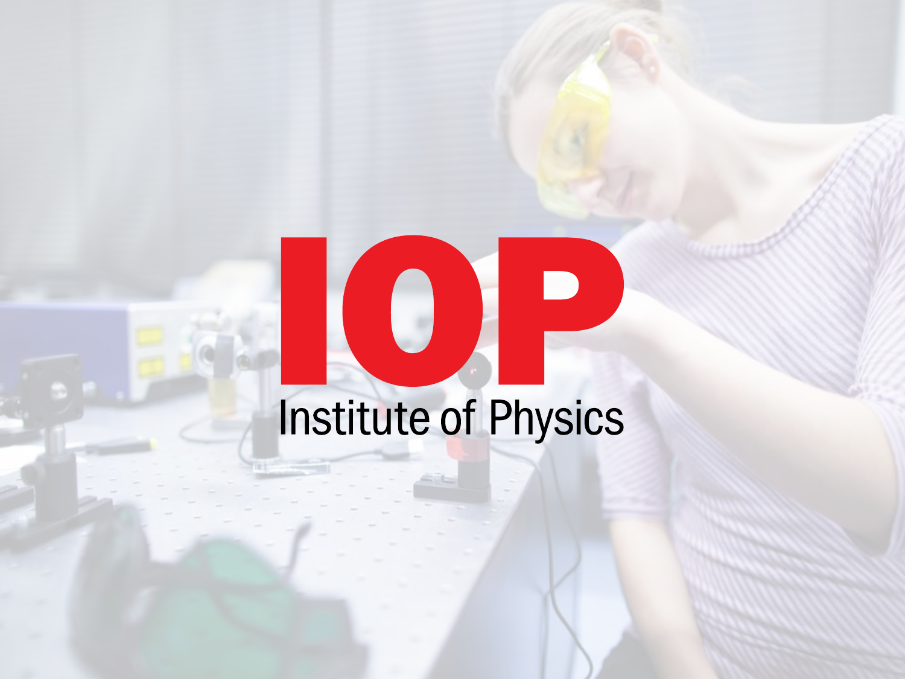IOP

Institute of Physics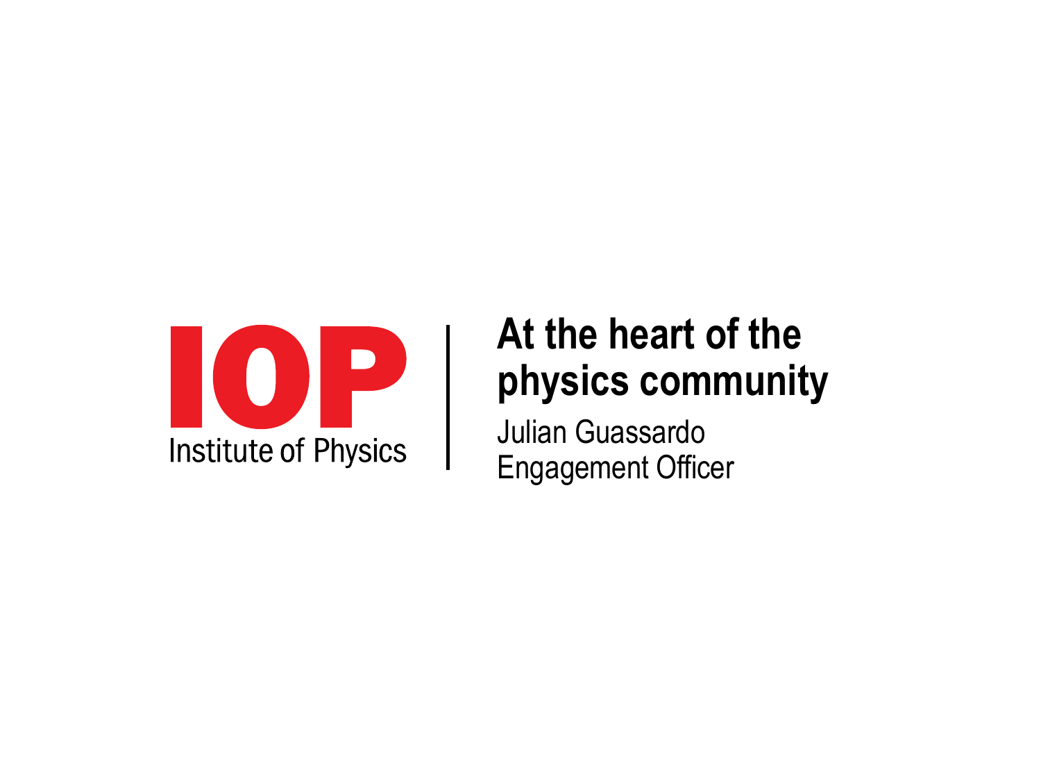IOP

Institute of Physics

# At the heart of the physics community

Julian Guassardo

Engagement Officer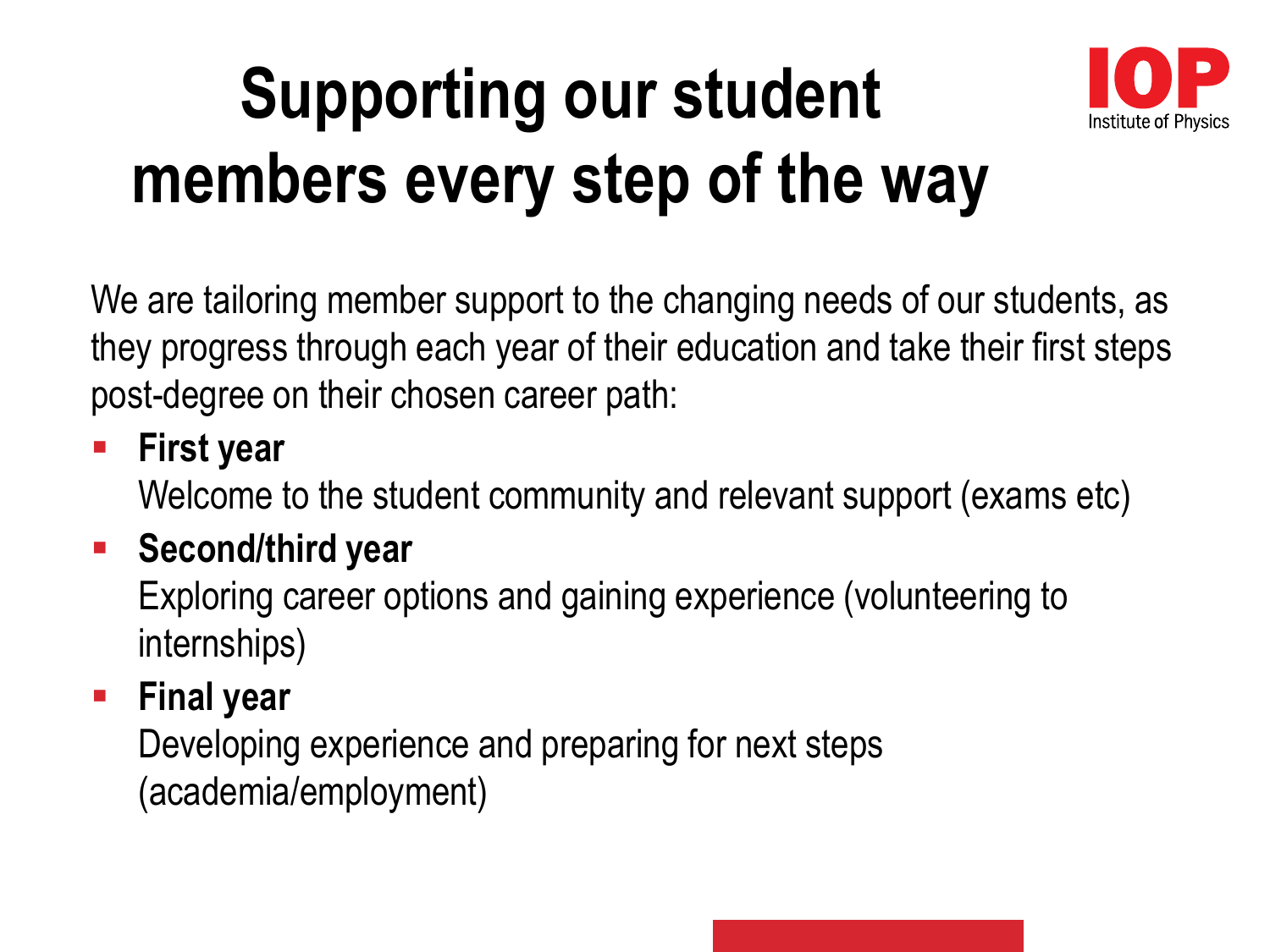# Supporting our student members every step of the way

We are tailoring member support to the changing needs of our students, as they progress through each year of their education and take their first steps post-degree on their chosen career path:

- **First year**
  Welcome to the student community and relevant support (exams etc)
- **Second/third year**
  Exploring career options and gaining experience (volunteering to internships)
- **Final year**
  Developing experience and preparing for next steps (academia/employment)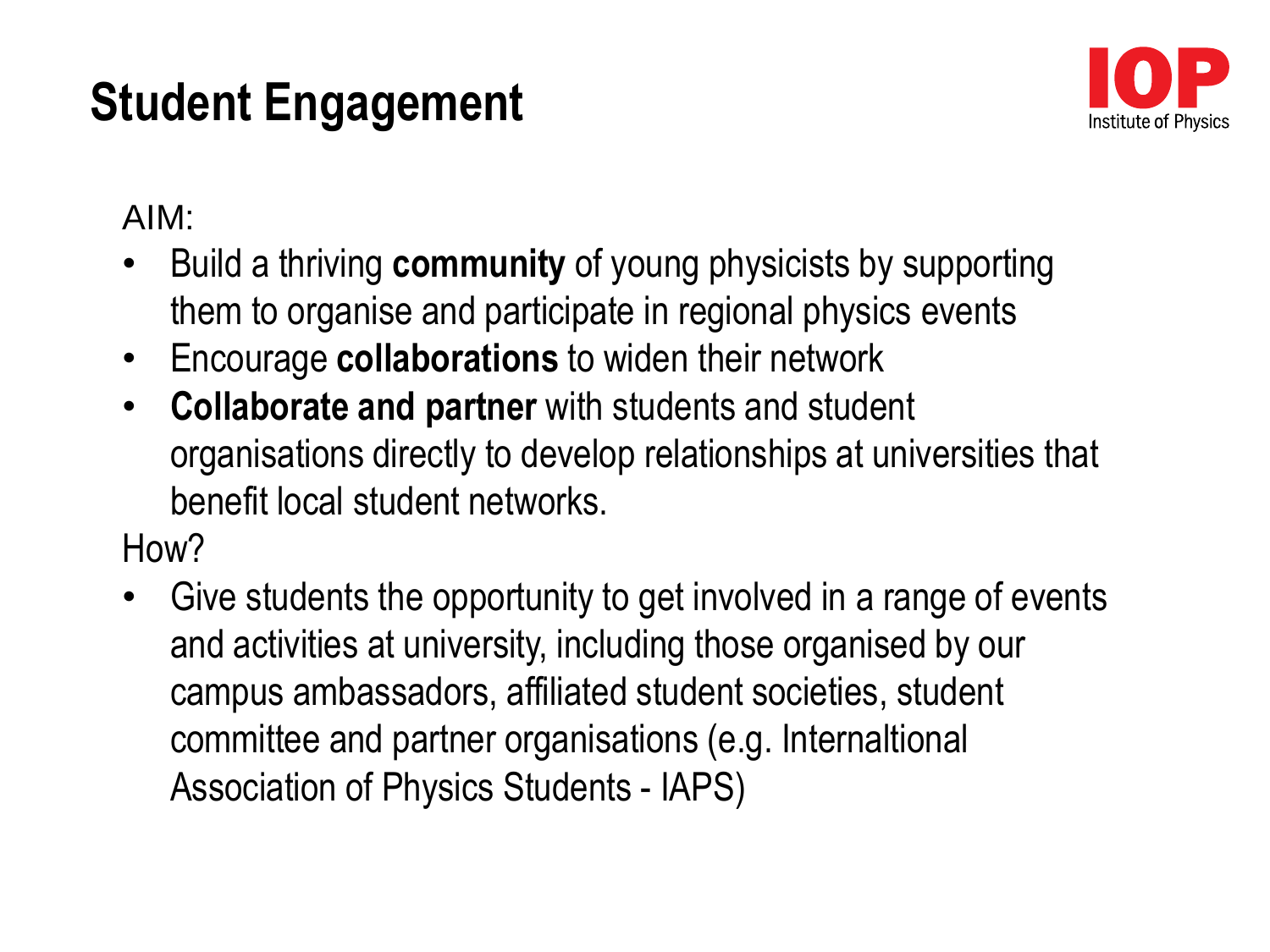# Student Engagement

IOP Institute of Physics

AIM:

- Build a thriving **community** of young physicists by supporting them to organise and participate in regional physics events
- Encourage **collaborations** to widen their network
- **Collaborate and partner** with students and student organisations directly to develop relationships at universities that benefit local student networks.

How?

- Give students the opportunity to get involved in a range of events and activities at university, including those organised by our campus ambassadors, affiliated student societies, student committee and partner organisations (e.g. Internaltional Association of Physics Students - IAPS)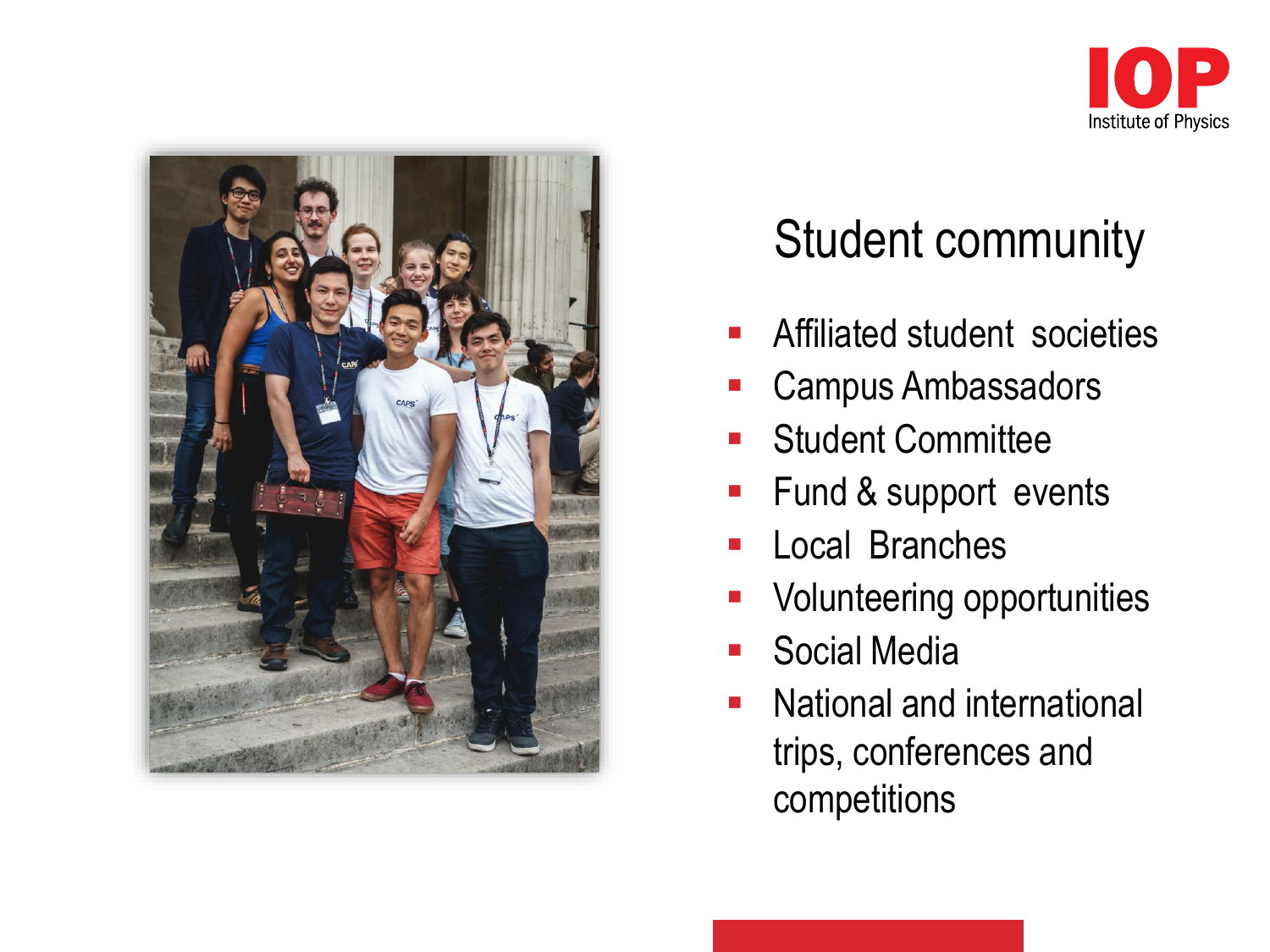## Student community

- Affiliated student societies
- Campus Ambassadors
- Student Committee
- Fund & support events
- Local Branches
- Volunteering opportunities
- Social Media
- National and international trips, conferences and competitions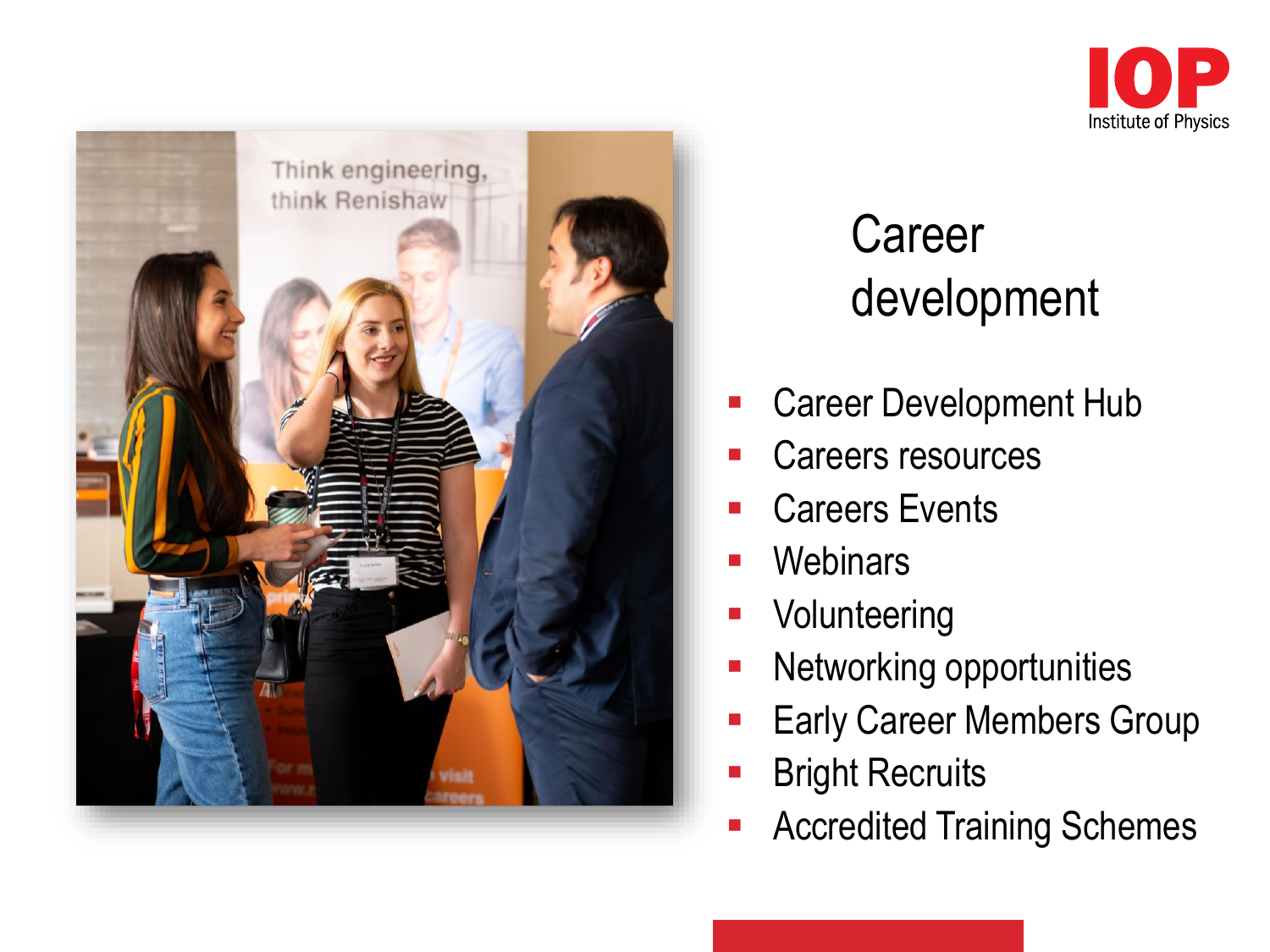# Career development

- Career Development Hub
- Careers resources
- Careers Events
- Webinars
- Volunteering
- Networking opportunities
- Early Career Members Group
- Bright Recruits
- Accredited Training Schemes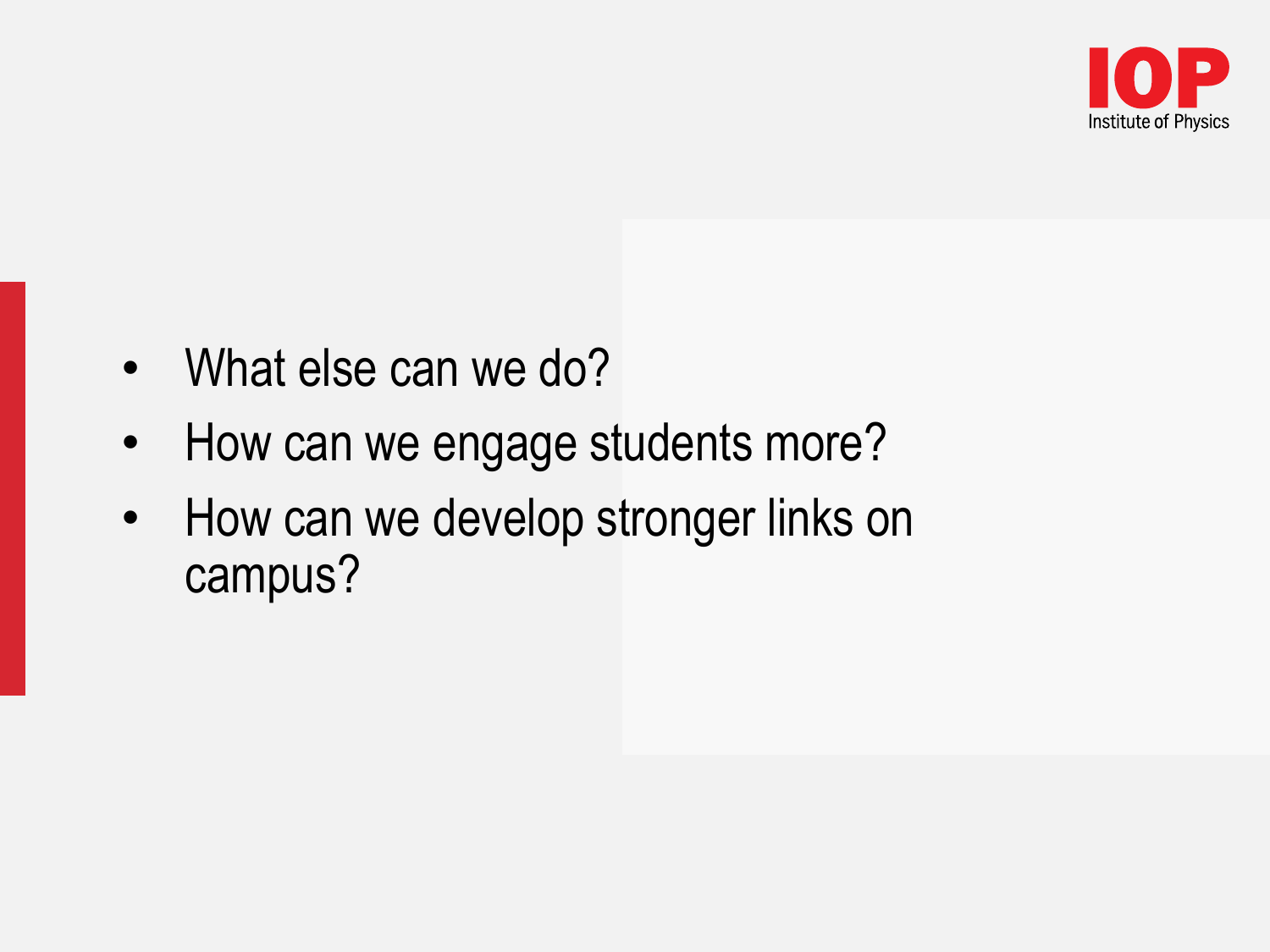- What else can we do?
- How can we engage students more?
- How can we develop stronger links on campus?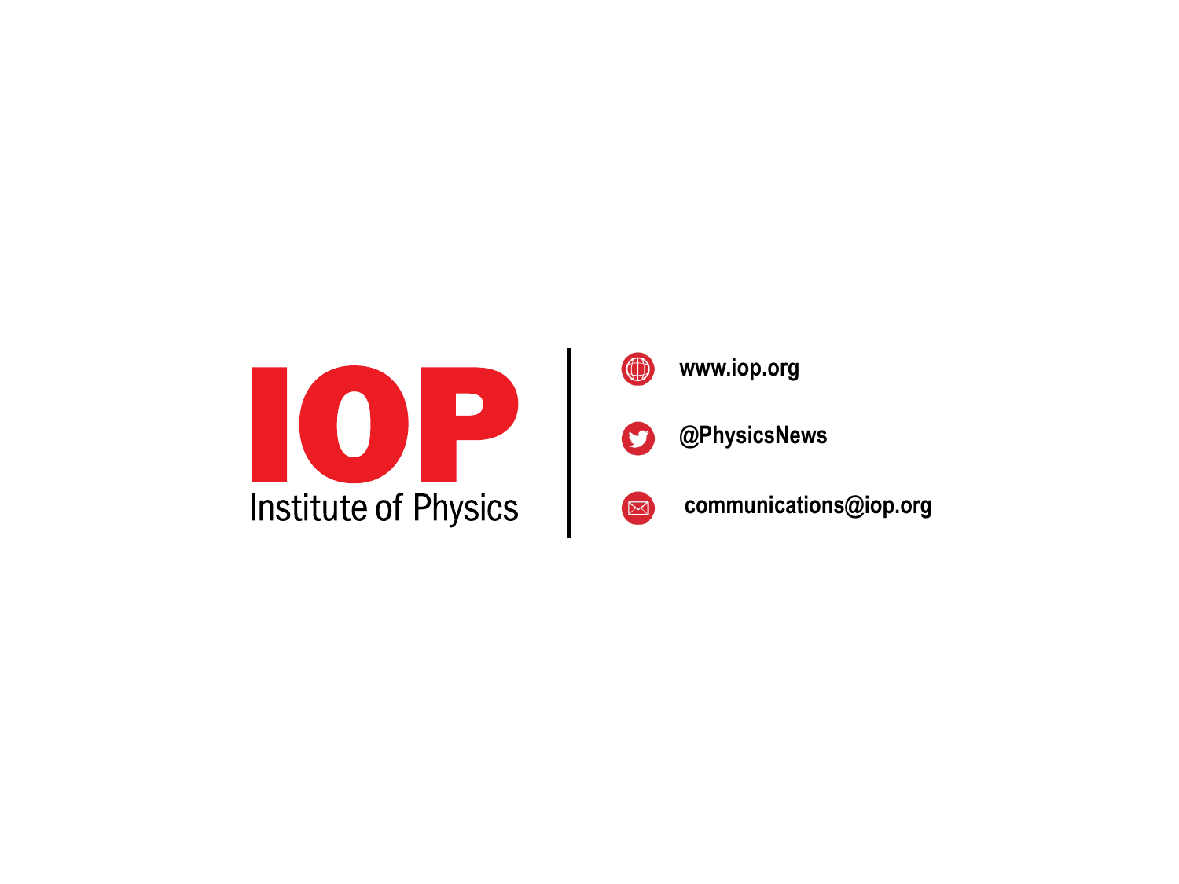IOP

Institute of Physics

www.iop.org

@PhysicsNews

communications@iop.org